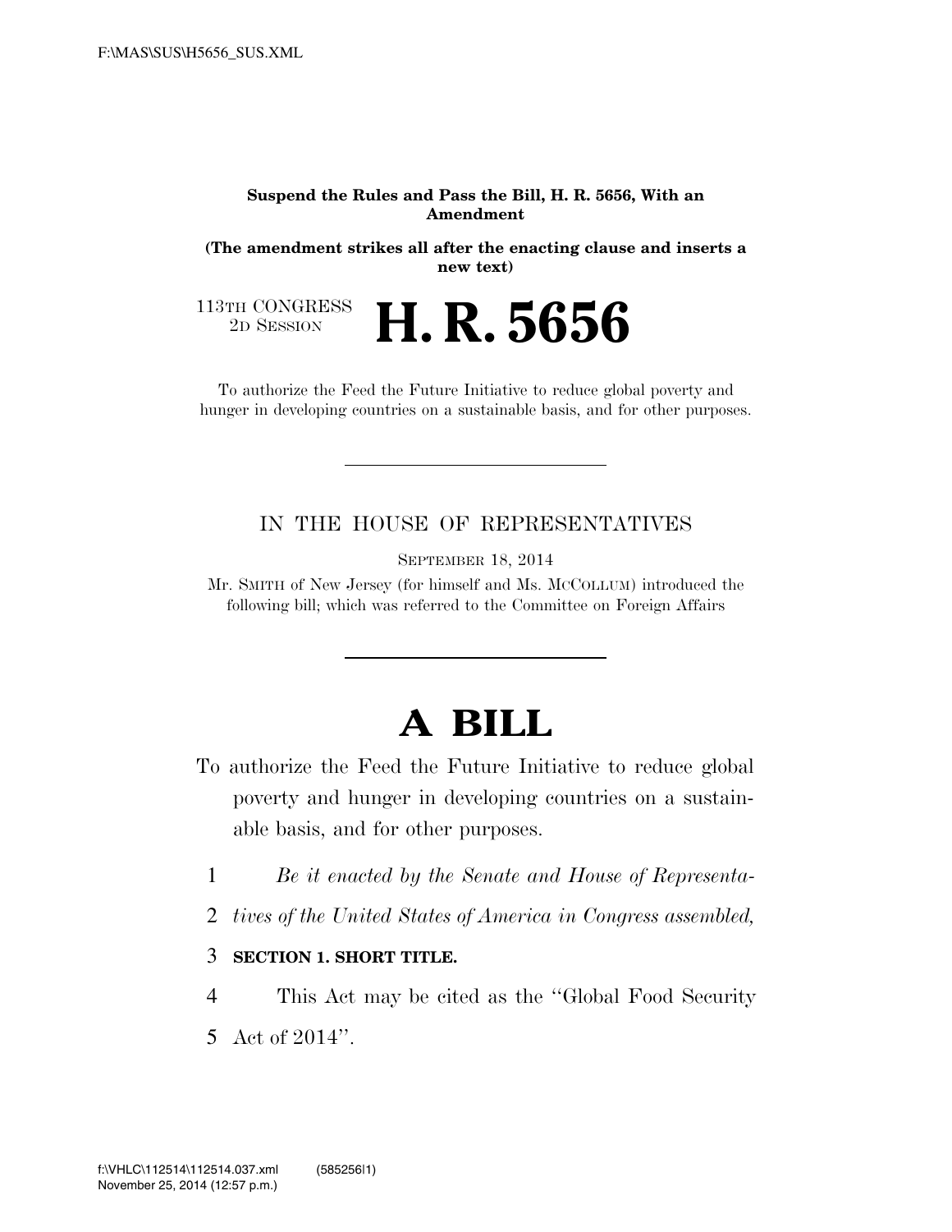**Suspend the Rules and Pass the Bill, H. R. 5656, With an Amendment**

**(The amendment strikes all after the enacting clause and inserts a new text)**

113TH CONGRESS
2D SESSION

# H. R. 5656

To authorize the Feed the Future Initiative to reduce global poverty and hunger in developing countries on a sustainable basis, and for other purposes.

---

IN THE HOUSE OF REPRESENTATIVES

SEPTEMBER 18, 2014

Mr. SMITH of New Jersey (for himself and Ms. MCCOLLUM) introduced the following bill; which was referred to the Committee on Foreign Affairs

---

# A BILL

To authorize the Feed the Future Initiative to reduce global poverty and hunger in developing countries on a sustainable basis, and for other purposes.

1 *Be it enacted by the Senate and House of Representa-*
2 *tives of the United States of America in Congress assembled,*

3 **SECTION 1. SHORT TITLE.**

4 This Act may be cited as the ''Global Food Security
5 Act of 2014''.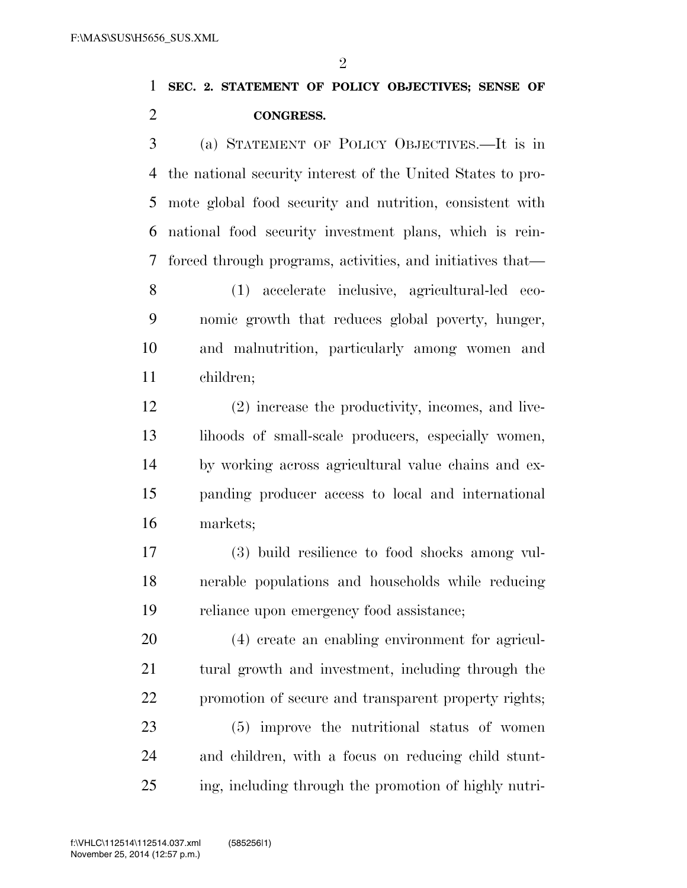**SEC. 2. STATEMENT OF POLICY OBJECTIVES; SENSE OF CONGRESS.**

(a) STATEMENT OF POLICY OBJECTIVES.—It is in the national security interest of the United States to promote global food security and nutrition, consistent with national food security investment plans, which is reinforced through programs, activities, and initiatives that—

(1) accelerate inclusive, agricultural-led economic growth that reduces global poverty, hunger, and malnutrition, particularly among women and children;

(2) increase the productivity, incomes, and livelihoods of small-scale producers, especially women, by working across agricultural value chains and expanding producer access to local and international markets;

(3) build resilience to food shocks among vulnerable populations and households while reducing reliance upon emergency food assistance;

(4) create an enabling environment for agricultural growth and investment, including through the promotion of secure and transparent property rights;

(5) improve the nutritional status of women and children, with a focus on reducing child stunting, including through the promotion of highly nutri-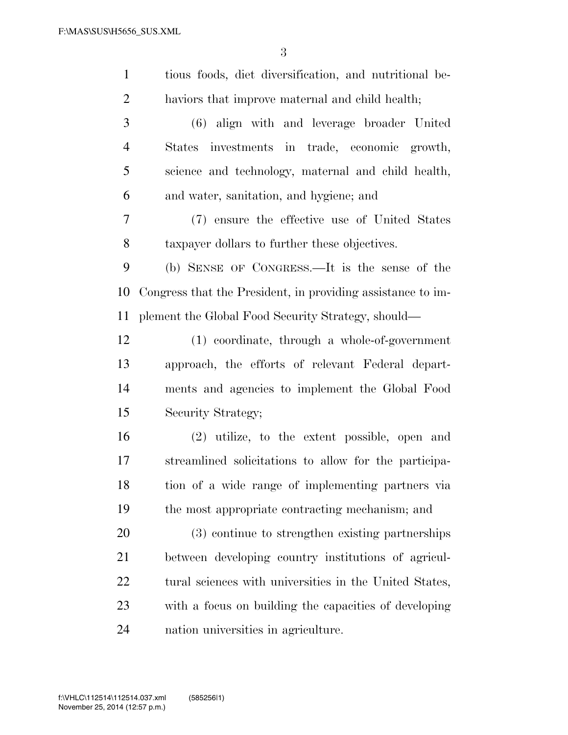tious foods, diet diversification, and nutritional behaviors that improve maternal and child health;

(6) align with and leverage broader United States investments in trade, economic growth, science and technology, maternal and child health, and water, sanitation, and hygiene; and

(7) ensure the effective use of United States taxpayer dollars to further these objectives.

(b) SENSE OF CONGRESS.—It is the sense of the Congress that the President, in providing assistance to implement the Global Food Security Strategy, should—

(1) coordinate, through a whole-of-government approach, the efforts of relevant Federal departments and agencies to implement the Global Food Security Strategy;

(2) utilize, to the extent possible, open and streamlined solicitations to allow for the participation of a wide range of implementing partners via the most appropriate contracting mechanism; and

(3) continue to strengthen existing partnerships between developing country institutions of agricultural sciences with universities in the United States, with a focus on building the capacities of developing nation universities in agriculture.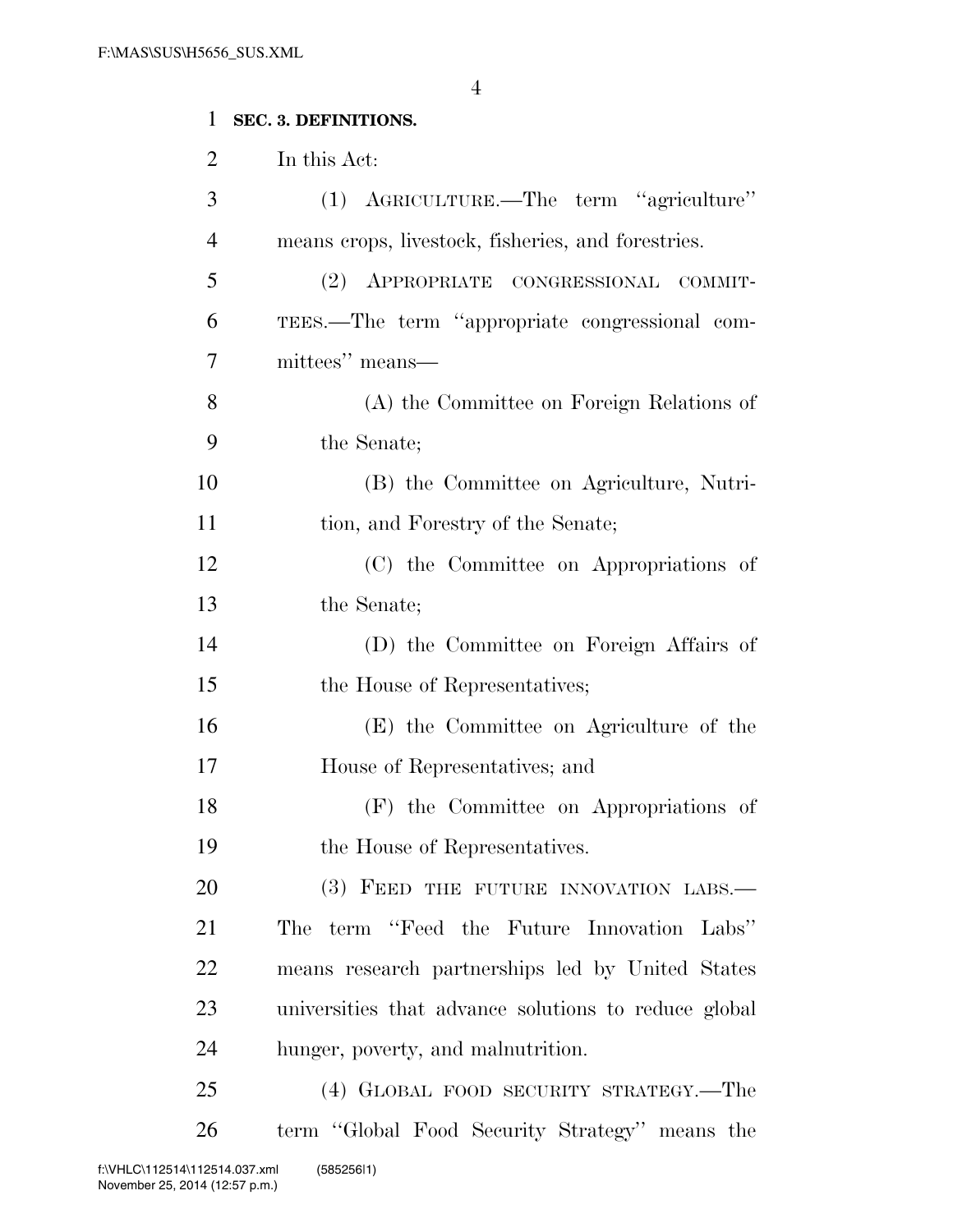**SEC. 3. DEFINITIONS.**

In this Act:

(1) AGRICULTURE.—The term "agriculture" means crops, livestock, fisheries, and forestries.

(2) APPROPRIATE CONGRESSIONAL COMMITTEES.—The term "appropriate congressional committees" means—

(A) the Committee on Foreign Relations of the Senate;

(B) the Committee on Agriculture, Nutrition, and Forestry of the Senate;

(C) the Committee on Appropriations of the Senate;

(D) the Committee on Foreign Affairs of the House of Representatives;

(E) the Committee on Agriculture of the House of Representatives; and

(F) the Committee on Appropriations of the House of Representatives.

(3) FEED THE FUTURE INNOVATION LABS.—The term "Feed the Future Innovation Labs" means research partnerships led by United States universities that advance solutions to reduce global hunger, poverty, and malnutrition.

(4) GLOBAL FOOD SECURITY STRATEGY.—The term "Global Food Security Strategy" means the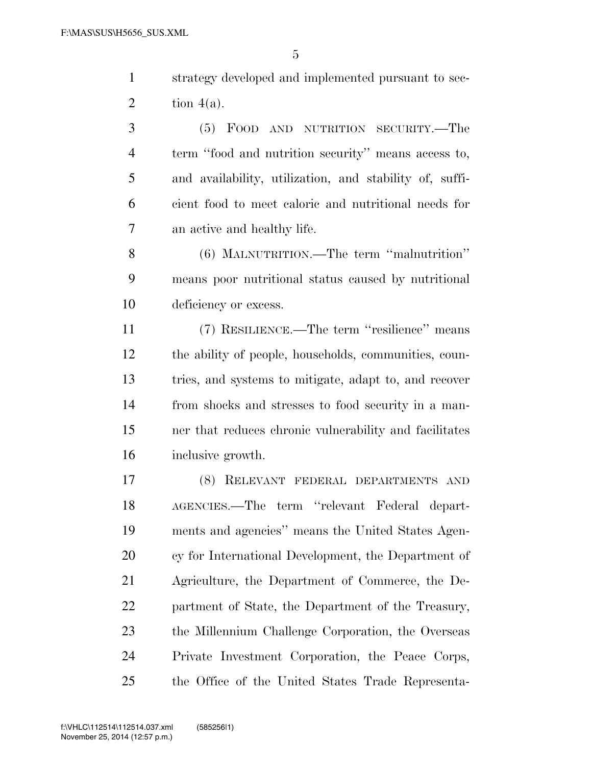strategy developed and implemented pursuant to section 4(a).

(5) FOOD AND NUTRITION SECURITY.—The term "food and nutrition security" means access to, and availability, utilization, and stability of, sufficient food to meet caloric and nutritional needs for an active and healthy life.

(6) MALNUTRITION.—The term "malnutrition" means poor nutritional status caused by nutritional deficiency or excess.

(7) RESILIENCE.—The term "resilience" means the ability of people, households, communities, countries, and systems to mitigate, adapt to, and recover from shocks and stresses to food security in a manner that reduces chronic vulnerability and facilitates inclusive growth.

(8) RELEVANT FEDERAL DEPARTMENTS AND AGENCIES.—The term "relevant Federal departments and agencies" means the United States Agency for International Development, the Department of Agriculture, the Department of Commerce, the Department of State, the Department of the Treasury, the Millennium Challenge Corporation, the Overseas Private Investment Corporation, the Peace Corps, the Office of the United States Trade Representa-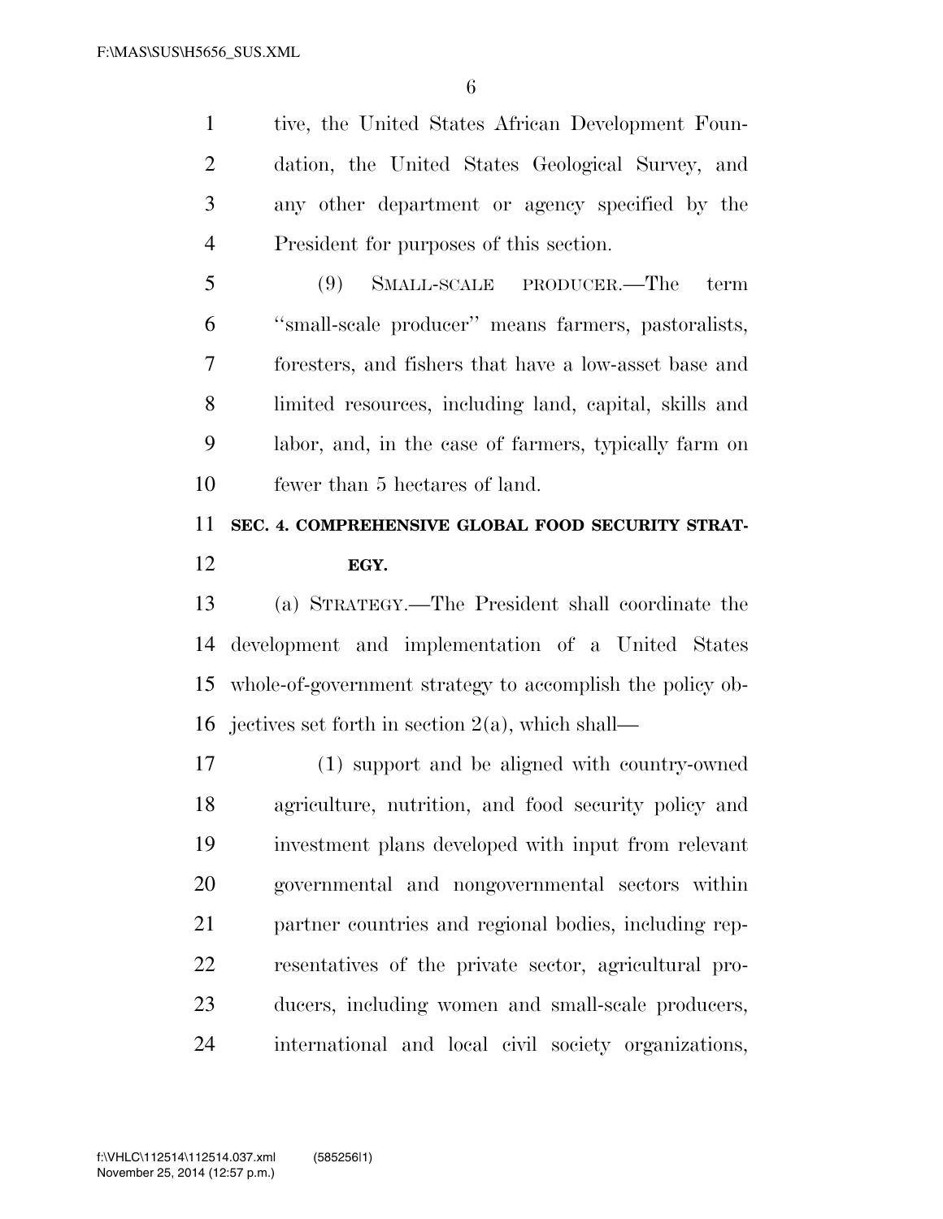tive, the United States African Development Foundation, the United States Geological Survey, and any other department or agency specified by the President for purposes of this section.

(9) SMALL-SCALE PRODUCER.—The term ''small-scale producer'' means farmers, pastoralists, foresters, and fishers that have a low-asset base and limited resources, including land, capital, skills and labor, and, in the case of farmers, typically farm on fewer than 5 hectares of land.

## SEC. 4. COMPREHENSIVE GLOBAL FOOD SECURITY STRATEGY.

(a) STRATEGY.—The President shall coordinate the development and implementation of a United States whole-of-government strategy to accomplish the policy objectives set forth in section 2(a), which shall—

(1) support and be aligned with country-owned agriculture, nutrition, and food security policy and investment plans developed with input from relevant governmental and nongovernmental sectors within partner countries and regional bodies, including representatives of the private sector, agricultural producers, including women and small-scale producers, international and local civil society organizations,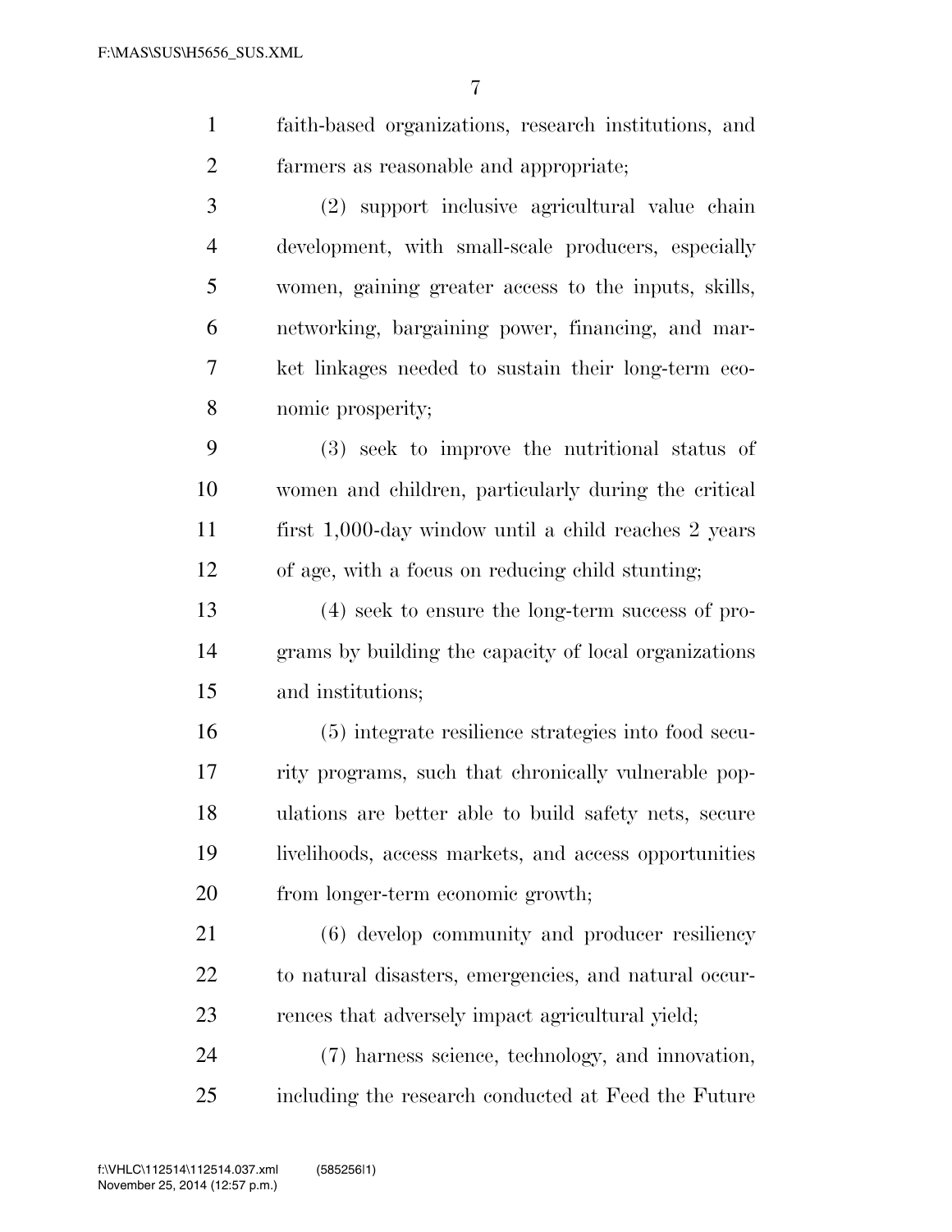faith-based organizations, research institutions, and farmers as reasonable and appropriate;

(2) support inclusive agricultural value chain development, with small-scale producers, especially women, gaining greater access to the inputs, skills, networking, bargaining power, financing, and market linkages needed to sustain their long-term economic prosperity;

(3) seek to improve the nutritional status of women and children, particularly during the critical first 1,000-day window until a child reaches 2 years of age, with a focus on reducing child stunting;

(4) seek to ensure the long-term success of programs by building the capacity of local organizations and institutions;

(5) integrate resilience strategies into food security programs, such that chronically vulnerable populations are better able to build safety nets, secure livelihoods, access markets, and access opportunities from longer-term economic growth;

(6) develop community and producer resiliency to natural disasters, emergencies, and natural occurrences that adversely impact agricultural yield;

(7) harness science, technology, and innovation, including the research conducted at Feed the Future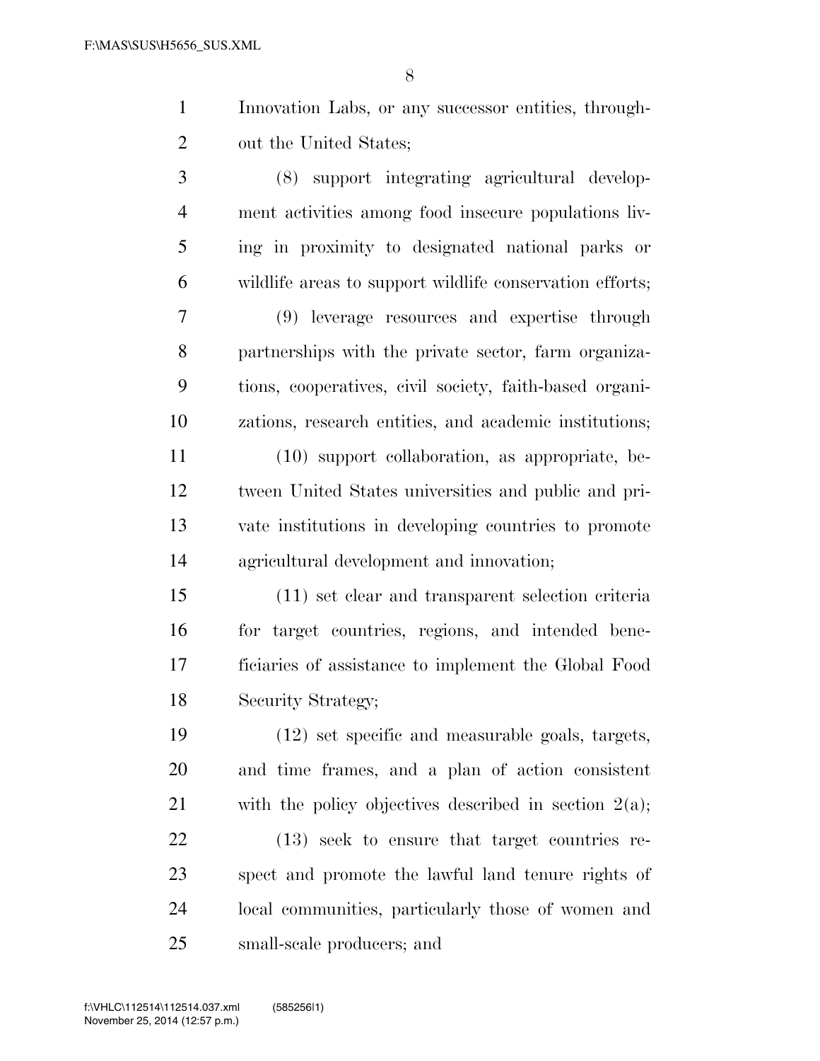Innovation Labs, or any successor entities, throughout the United States;

(8) support integrating agricultural development activities among food insecure populations living in proximity to designated national parks or wildlife areas to support wildlife conservation efforts;

(9) leverage resources and expertise through partnerships with the private sector, farm organizations, cooperatives, civil society, faith-based organizations, research entities, and academic institutions;

(10) support collaboration, as appropriate, between United States universities and public and private institutions in developing countries to promote agricultural development and innovation;

(11) set clear and transparent selection criteria for target countries, regions, and intended beneficiaries of assistance to implement the Global Food Security Strategy;

(12) set specific and measurable goals, targets, and time frames, and a plan of action consistent with the policy objectives described in section 2(a);

(13) seek to ensure that target countries respect and promote the lawful land tenure rights of local communities, particularly those of women and small-scale producers; and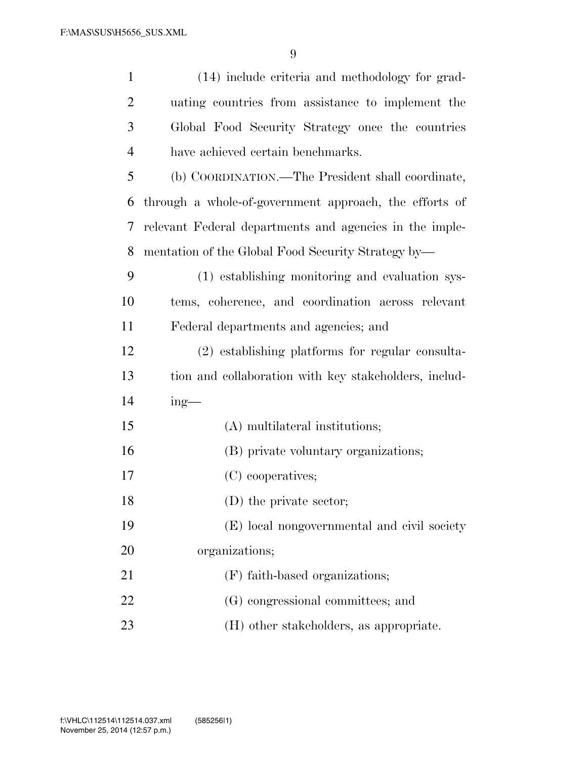(14) include criteria and methodology for graduating countries from assistance to implement the Global Food Security Strategy once the countries have achieved certain benchmarks.

(b) COORDINATION.—The President shall coordinate, through a whole-of-government approach, the efforts of relevant Federal departments and agencies in the implementation of the Global Food Security Strategy by—

(1) establishing monitoring and evaluation systems, coherence, and coordination across relevant Federal departments and agencies; and

(2) establishing platforms for regular consultation and collaboration with key stakeholders, including—

(A) multilateral institutions;

(B) private voluntary organizations;

(C) cooperatives;

(D) the private sector;

(E) local nongovernmental and civil society organizations;

(F) faith-based organizations;

(G) congressional committees; and

(H) other stakeholders, as appropriate.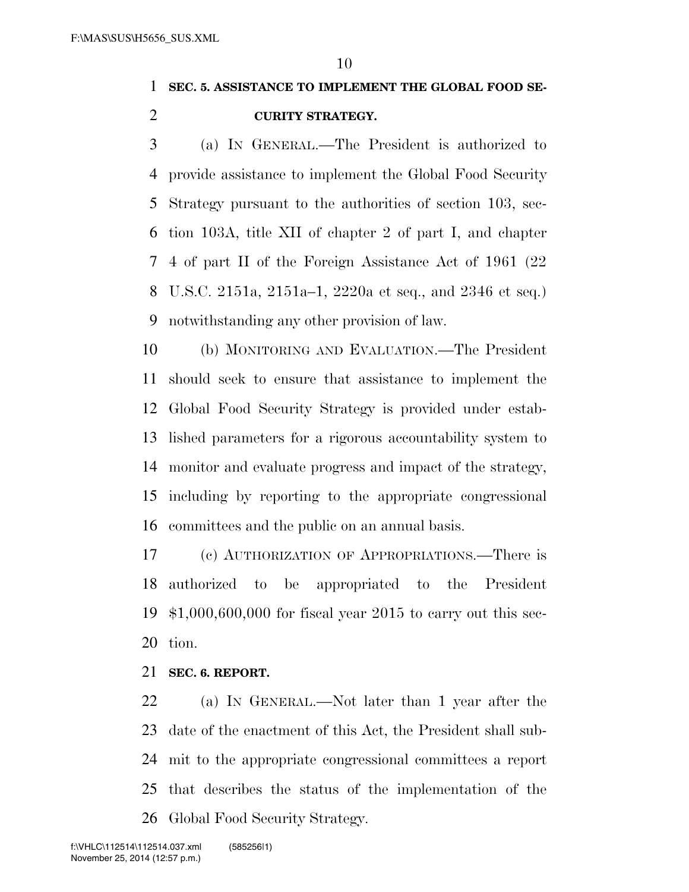**SEC. 5. ASSISTANCE TO IMPLEMENT THE GLOBAL FOOD SECURITY STRATEGY.**

(a) IN GENERAL.—The President is authorized to provide assistance to implement the Global Food Security Strategy pursuant to the authorities of section 103, section 103A, title XII of chapter 2 of part I, and chapter 4 of part II of the Foreign Assistance Act of 1961 (22 U.S.C. 2151a, 2151a–1, 2220a et seq., and 2346 et seq.) notwithstanding any other provision of law.

(b) MONITORING AND EVALUATION.—The President should seek to ensure that assistance to implement the Global Food Security Strategy is provided under established parameters for a rigorous accountability system to monitor and evaluate progress and impact of the strategy, including by reporting to the appropriate congressional committees and the public on an annual basis.

(c) AUTHORIZATION OF APPROPRIATIONS.—There is authorized to be appropriated to the President $1,000,600,000 for fiscal year 2015 to carry out this section.

**SEC. 6. REPORT.**

(a) IN GENERAL.—Not later than 1 year after the date of the enactment of this Act, the President shall submit to the appropriate congressional committees a report that describes the status of the implementation of the Global Food Security Strategy.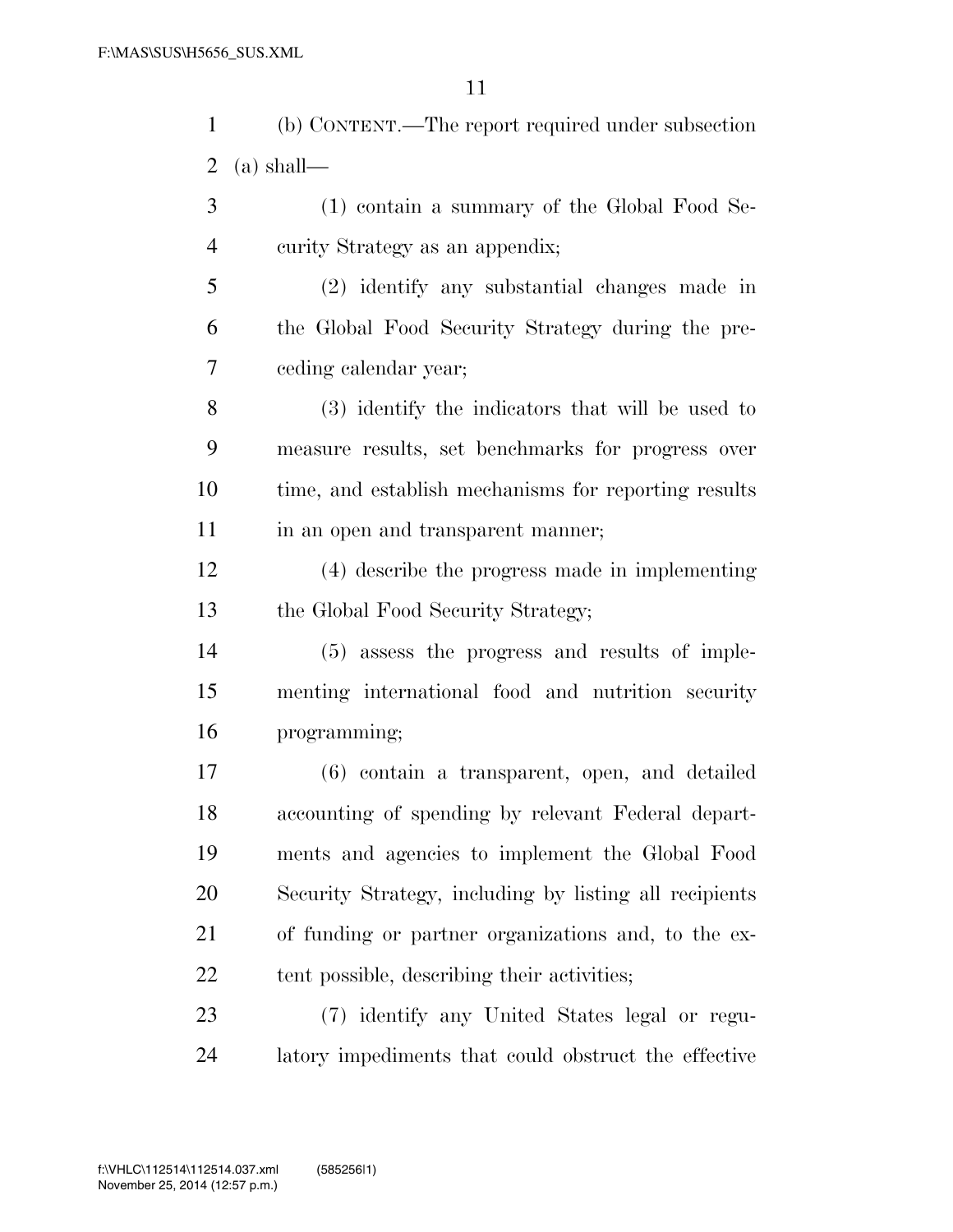(b) CONTENT.—The report required under subsection (a) shall—

(1) contain a summary of the Global Food Security Strategy as an appendix;

(2) identify any substantial changes made in the Global Food Security Strategy during the preceding calendar year;

(3) identify the indicators that will be used to measure results, set benchmarks for progress over time, and establish mechanisms for reporting results in an open and transparent manner;

(4) describe the progress made in implementing the Global Food Security Strategy;

(5) assess the progress and results of implementing international food and nutrition security programming;

(6) contain a transparent, open, and detailed accounting of spending by relevant Federal departments and agencies to implement the Global Food Security Strategy, including by listing all recipients of funding or partner organizations and, to the extent possible, describing their activities;

(7) identify any United States legal or regulatory impediments that could obstruct the effective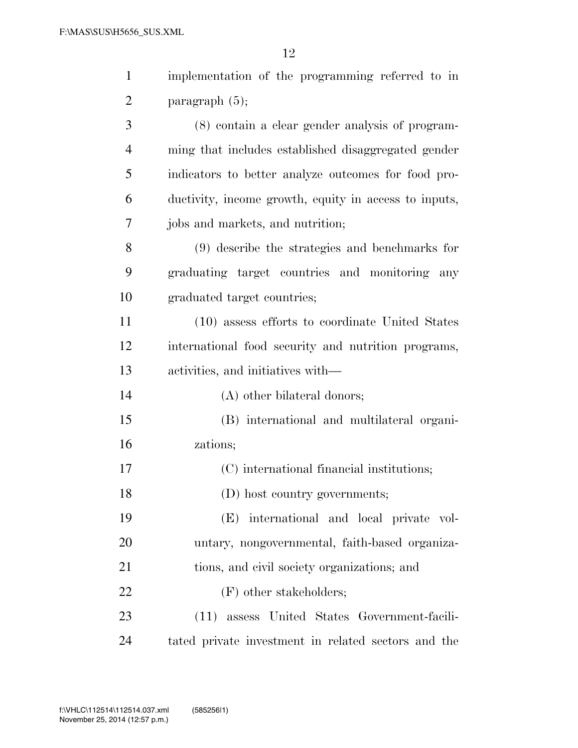implementation of the programming referred to in paragraph (5);

(8) contain a clear gender analysis of programming that includes established disaggregated gender indicators to better analyze outcomes for food productivity, income growth, equity in access to inputs, jobs and markets, and nutrition;

(9) describe the strategies and benchmarks for graduating target countries and monitoring any graduated target countries;

(10) assess efforts to coordinate United States international food security and nutrition programs, activities, and initiatives with—

(A) other bilateral donors;

(B) international and multilateral organizations;

(C) international financial institutions;

(D) host country governments;

(E) international and local private voluntary, nongovernmental, faith-based organizations, and civil society organizations; and

(F) other stakeholders;

(11) assess United States Government-facilitated private investment in related sectors and the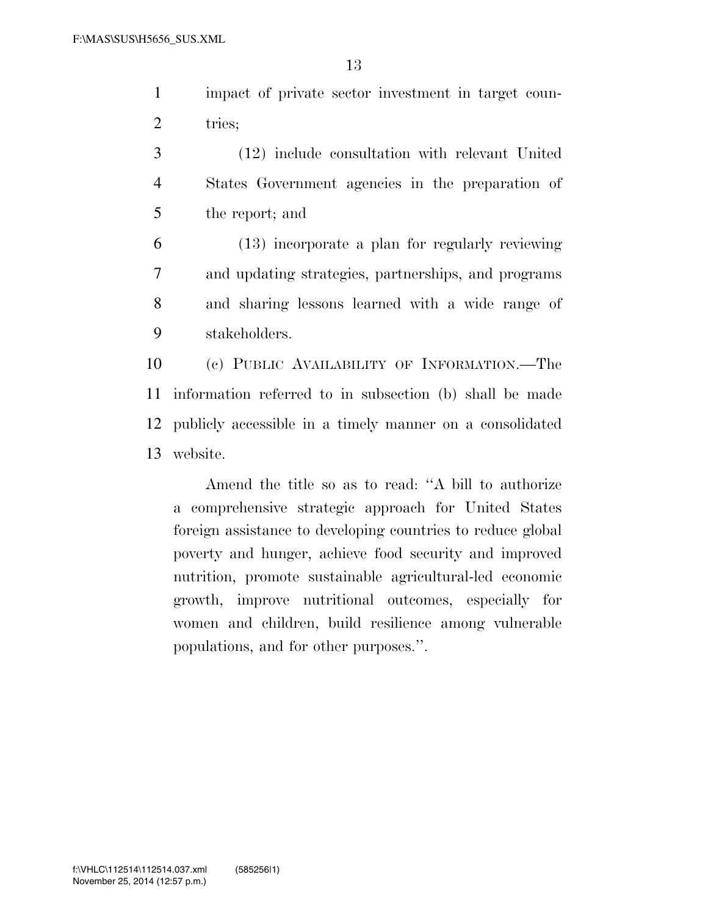impact of private sector investment in target countries;

(12) include consultation with relevant United States Government agencies in the preparation of the report; and

(13) incorporate a plan for regularly reviewing and updating strategies, partnerships, and programs and sharing lessons learned with a wide range of stakeholders.

(c) PUBLIC AVAILABILITY OF INFORMATION.—The information referred to in subsection (b) shall be made publicly accessible in a timely manner on a consolidated website.

Amend the title so as to read: ''A bill to authorize a comprehensive strategic approach for United States foreign assistance to developing countries to reduce global poverty and hunger, achieve food security and improved nutrition, promote sustainable agricultural-led economic growth, improve nutritional outcomes, especially for women and children, build resilience among vulnerable populations, and for other purposes.''.